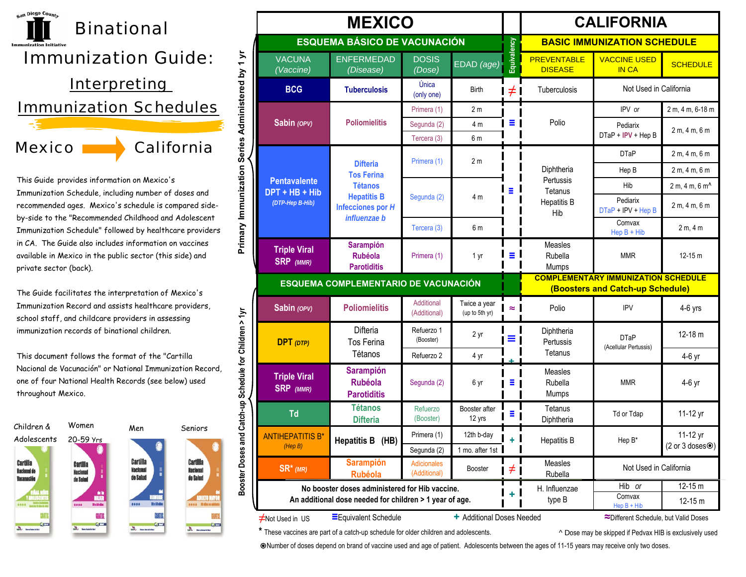San Diego County Immunization Initiative

# Binational Immunization Guide: Interpreting Immunization Schedules

## Mexico → California

This Guide provides information on Mexico's Immunization Schedule, including number of doses and recommended ages. Mexico's schedule is compared side-by-side to the "Recommended Childhood and Adolescent Immunization Schedule" followed by healthcare providers in CA. The Guide also includes information on vaccines available in Mexico in the public sector (this side) and private sector (back).

The Guide facilitates the interpretation of Mexico's Immunization Record and assists healthcare providers, school staff, and childcare providers in assessing immunization records of binational children.

This document follows the format of the "Cartilla Nacional de Vacunación" or National Immunization Record, one of four National Health Records (see below) used throughout Mexico.

Children & Adolescents | Women 20-59 Yrs | Men | Seniors

| MEXICO | | | | Equivalency | CALIFORNIA | | |
|---|---|---|---|---|---|---|---|
| **Primary Immunization Series Administered by 1 yr** | | | | | | | |
| **ESQUEMA BÁSICO DE VACUNACIÓN** | | | | | **BASIC IMMUNIZATION SCHEDULE** | | |
| VACUNA (*Vaccine*) | ENFERMEDAD (*Disease*) | DOSIS (*Dose*) | EDAD (*age*) | | PREVENTABLE DISEASE | VACCINE USED IN CA | SCHEDULE |
| BCG | Tuberculosis | Única (only one) | Birth | ≠ | Tuberculosis | Not Used in California | |
| Sabin (*OPV*) | Poliomielitis | Primera (1) | 2 m | ≡ | Polio | IPV *or* | 2 m, 4 m, 6-18 m |
| | | Segunda (2) | 4 m | | | Pediarix DTaP + IPV + Hep B | 2 m, 4 m, 6 m |
| | | Tercera (3) | 6 m | | | | |
| Pentavalente DPT + HB + Hib (*DTP-Hep B-Hib*) | Difteria, Tos Ferina, Tétanos, Hepatitis B, Infecciones por *H influenzae b* | Primera (1) | 2 m | ≡ | Diphtheria, Pertussis, Tetanus, Hepatitis B, Hib | DTaP | 2 m, 4 m, 6 m |
| | | | | | | Hep B | 2 m, 4 m, 6 m |
| | | Segunda (2) | 4 m | | | Hib | 2 m, 4 m, 6 m^ |
| | | | | | | Pediarix DTaP + IPV + Hep B | 2 m, 4 m, 6 m |
| | | Tercera (3) | 6 m | | | Comvax Hep B + Hib | 2 m, 4 m |
| Triple Viral SRP (*MMR*) | Sarampión, Rubéola, Parotiditis | Primera (1) | 1 yr | ≡ | Measles, Rubella, Mumps | MMR | 12-15 m |
| **Booster Doses and Catch-up Schedule for Children > 1yr** | | | | | | | |
| **ESQUEMA COMPLEMENTARIO DE VACUNACIÓN** | | | | | **COMPLEMENTARY IMMUNIZATION SCHEDULE (Boosters and Catch-up Schedule)** | | |
| Sabin (*OPV*) | Poliomielitis | Additional (Additional) | Twice a year (up to 5th yr) | ≈ | Polio | IPV | 4-6 yrs |
| DPT (*DTP*) | Difteria, Tos Ferina, Tétanos | Refuerzo 1 (Booster) | 2 yr | ≡ | Diphtheria, Pertussis, Tetanus | DTaP (Acellular Pertussis) | 12-18 m |
| | | Refuerzo 2 | 4 yr | + | | | 4-6 yr |
| Triple Viral SRP (*MMR*) | Sarampión, Rubéola, Parotiditis | Segunda (2) | 6 yr | ≡ | Measles, Rubella, Mumps | MMR | 4-6 yr |
| Td | Tétanos, Difteria | Refuerzo (Booster) | Booster after 12 yrs | ≡ | Tetanus, Diphtheria | Td or Tdap | 11-12 yr |
| ANTIHEPATITIS B* (*Hep B*) | Hepatitis B (HB) | Primera (1) | 12th b-day | + | Hepatitis B | Hep B* | 11-12 yr (2 or 3 doses⦿) |
| | | Segunda (2) | 1 mo. after 1st | | | | |
| SR* (*MR*) | Sarampión, Rubéola | Adicionales (Additional) | Booster | ≠ | Measles, Rubella | Not Used in California | |
| No booster doses administered for Hib vaccine. An additional dose needed for children > 1 year of age. | | | | + | H. Influenzae type B | Hib *or* | 12-15 m |
| | | | | | | Comvax Hep B + Hib | 12-15 m |

≠ Not Used in US ≡ Equivalent Schedule + Additional Doses Needed ≈ Different Schedule, but Valid Doses

\* These vaccines are part of a catch-up schedule for older children and adolescents.

^ Dose may be skipped if Pedvax HIB is exclusively used

⦿ Number of doses depend on brand of vaccine used and age of patient. Adolescents between the ages of 11-15 years may receive only two doses.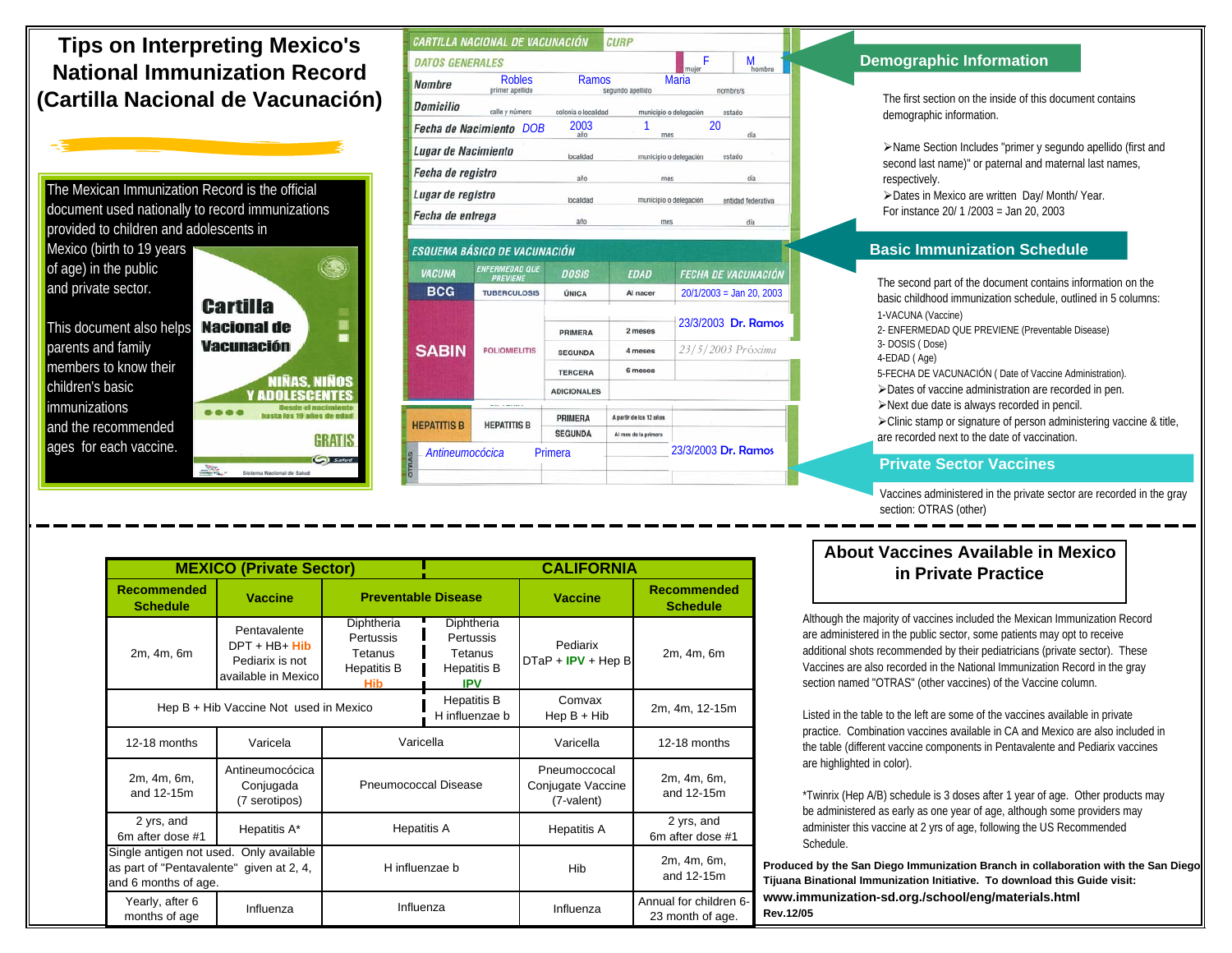# Tips on Interpreting Mexico's National Immunization Record (Cartilla Nacional de Vacunación)

The Mexican Immunization Record is the official document used nationally to record immunizations provided to children and adolescents in Mexico (birth to 19 years of age) in the public and private sector.

This document also helps parents and family members to know their children's basic immunizations and the recommended ages for each vaccine.

Cartilla Nacional de Vacunación
NIÑAS, NIÑOS Y ADOLESCENTES
Desde el nacimiento hasta los 19 años de edad
GRATIS
Sistema Nacional de Salud

CARTILLA NACIONAL DE VACUNACIÓN CURP

DATOS GENERALES — F mujer / M hombre

| | | | | |
|---|---|---|---|---|
| Nombre | Robles (primer apellido) | Ramos (segundo apellido) | Maria (nombre/s) | |
| Domicilio | calle y número | colonia o localidad | municipio o delegación | estado |
| Fecha de Nacimiento DOB | 2003 (año) | 1 (mes) | 20 (día) | |
| Lugar de Nacimiento | localidad | municipio o delegación | estado | |
| Fecha de registro | año | mes | día | |
| Lugar de registro | localidad | municipio o delegación | entidad federativa | |
| Fecha de entrega | año | mes | día | |

ESQUEMA BÁSICO DE VACUNACIÓN

| VACUNA | ENFERMEDAD QUE PREVIENE | DOSIS | EDAD | FECHA DE VACUNACIÓN |
|---|---|---|---|---|
| BCG | TUBERCULOSIS | ÚNICA | Al nacer | 20/1/2003 = Jan 20, 2003 |
| SABIN | POLIOMIELITIS | PRIMERA | 2 meses | 23/3/2003 Dr. Ramos |
| | | SEGUNDA | 4 meses | 23/5/2003 Próxima |
| | | TERCERA | 6 meses | |
| | | ADICIONALES | | |
| HEPATITIS B | HEPATITIS B | PRIMERA | A partir de los 12 años | |
| | | SEGUNDA | Al mes de la primera | |
| OTRAS: Antineumocócica | | Primera | | 23/3/2003 Dr. Ramos |

## Demographic Information

The first section on the inside of this document contains demographic information.

- Name Section Includes "primer y segundo apellido (first and second last name)" or paternal and maternal last names, respectively.
- Dates in Mexico are written Day/ Month/ Year. For instance 20/ 1 /2003 = Jan 20, 2003

## Basic Immunization Schedule

The second part of the document contains information on the basic childhood immunization schedule, outlined in 5 columns:

1-VACUNA (Vaccine)
2- ENFERMEDAD QUE PREVIENE (Preventable Disease)
3- DOSIS ( Dose)
4-EDAD ( Age)
5-FECHA DE VACUNACIÓN ( Date of Vaccine Administration).

- Dates of vaccine administration are recorded in pen.
- Next due date is always recorded in pencil.
- Clinic stamp or signature of person administering vaccine & title, are recorded next to the date of vaccination.

## Private Sector Vaccines

Vaccines administered in the private sector are recorded in the gray section: OTRAS (other)

| MEXICO (Private Sector) | | Preventable Disease (Mexico) | Preventable Disease (California) | CALIFORNIA | |
|---|---|---|---|---|---|
| Recommended Schedule | Vaccine | Preventable Disease | | Vaccine | Recommended Schedule |
| 2m, 4m, 6m | Pentavalente DPT + HB+ Hib Pediarix is not available in Mexico | Diphtheria Pertussis Tetanus Hepatitis B Hib | Diphtheria Pertussis Tetanus Hepatitis B IPV | Pediarix DTaP + IPV + Hep B | 2m, 4m, 6m |
| Hep B + Hib Vaccine Not used in Mexico | | | Hepatitis B H influenzae b | Comvax Hep B + Hib | 2m, 4m, 12-15m |
| 12-18 months | Varicela | Varicella | | Varicella | 12-18 months |
| 2m, 4m, 6m, and 12-15m | Antineumocócica Conjugada (7 serotipos) | Pneumococcal Disease | | Pneumoccocal Conjugate Vaccine (7-valent) | 2m, 4m, 6m, and 12-15m |
| 2 yrs, and 6m after dose #1 | Hepatitis A* | Hepatitis A | | Hepatitis A | 2 yrs, and 6m after dose #1 |
| Single antigen not used. Only available as part of "Pentavalente" given at 2, 4, and 6 months of age. | | H influenzae b | | Hib | 2m, 4m, 6m, and 12-15m |
| Yearly, after 6 months of age | Influenza | Influenza | | Influenza | Annual for children 6-23 month of age. |

## About Vaccines Available in Mexico in Private Practice

Although the majority of vaccines included the Mexican Immunization Record are administered in the public sector, some patients may opt to receive additional shots recommended by their pediatricians (private sector). These Vaccines are also recorded in the National Immunization Record in the gray section named "OTRAS" (other vaccines) of the Vaccine column.

Listed in the table to the left are some of the vaccines available in private practice. Combination vaccines available in CA and Mexico are also included in the table (different vaccine components in Pentavalente and Pediarix vaccines are highlighted in color).

*Twinrix (Hep A/B) schedule is 3 doses after 1 year of age. Other products may be administered as early as one year of age, although some providers may administer this vaccine at 2 yrs of age, following the US Recommended Schedule.

**Produced by the San Diego Immunization Branch in collaboration with the San Diego Tijuana Binational Immunization Initiative. To download this Guide visit:**
**www.immunization-sd.org./school/eng/materials.html**
**Rev.12/05**